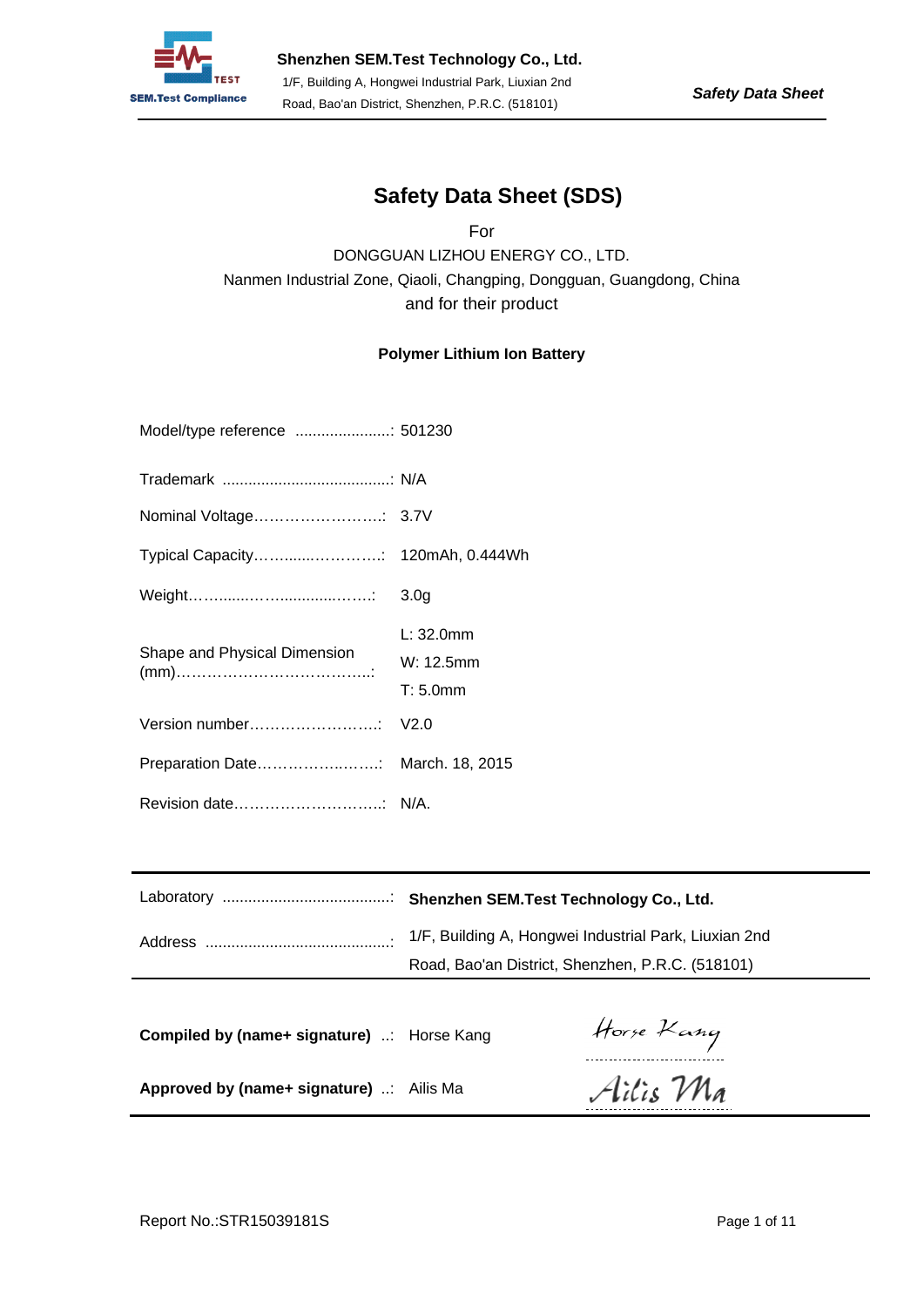# Safety Data Sheet (SDS)

For

DONGGUAN LIZHOU ENERGY CO., LTD.

Nanmen Industrial Zone, Qiaoli, Changping, Dongguan, Guangdong, China

and for their product

**Polymer Lithium Ion Battery**

| | |
|---|---|
| Model/type reference ......................: | 501230 |
| Trademark .......................................: | N/A |
| Nominal Voltage……………………..: | 3.7V |
| Typical Capacity……......…………..: | 120mAh, 0.444Wh |
| Weight……......……............……..: | 3.0g |
| Shape and Physical Dimension (mm)………………………………..: | L: 32.0mm<br>W: 12.5mm<br>T: 5.0mm |
| Version number……………………..: | V2.0 |
| Preparation Date…………….……..: | March. 18, 2015 |
| Revision date………………………..: | N/A. |

| | |
|---|---|
| Laboratory .......................................: | **Shenzhen SEM.Test Technology Co., Ltd.** |
| Address ...........................................: | 1/F, Building A, Hongwei Industrial Park, Liuxian 2nd Road, Bao'an District, Shenzhen, P.R.C. (518101) |

| | | |
|---|---|---|
| **Compiled by (name+ signature)** ..: | Horse Kang | Horse Kang |
| **Approved by (name+ signature)** ..: | Ailis Ma | Ailis Ma |

Report No.:STR15039181S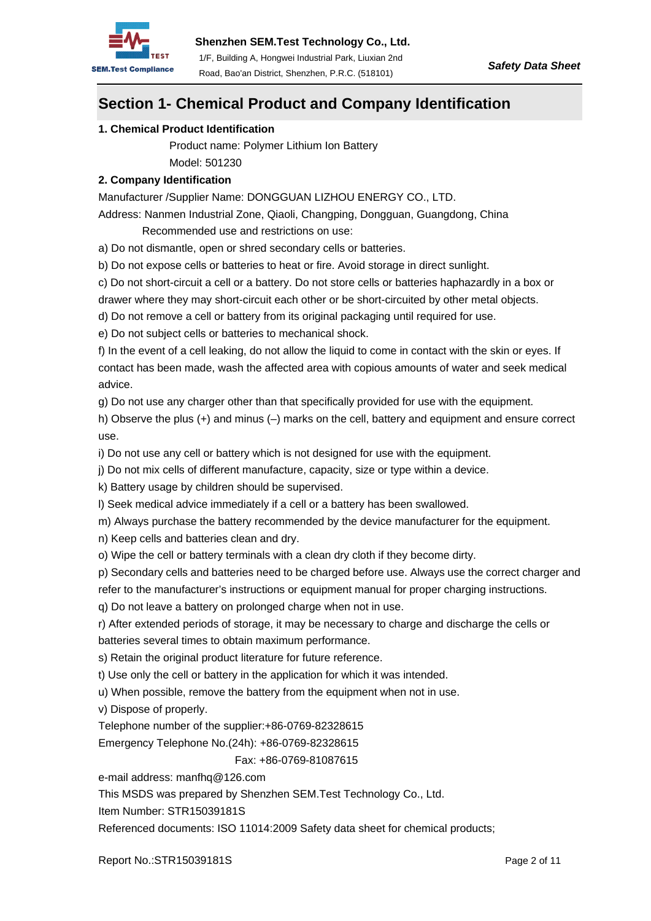## Section 1- Chemical Product and Company Identification

**1. Chemical Product Identification**

Product name: Polymer Lithium Ion Battery

Model: 501230

**2. Company Identification**

Manufacturer /Supplier Name: DONGGUAN LIZHOU ENERGY CO., LTD.

Address: Nanmen Industrial Zone, Qiaoli, Changping, Dongguan, Guangdong, China

Recommended use and restrictions on use:

a) Do not dismantle, open or shred secondary cells or batteries.

b) Do not expose cells or batteries to heat or fire. Avoid storage in direct sunlight.

c) Do not short-circuit a cell or a battery. Do not store cells or batteries haphazardly in a box or drawer where they may short-circuit each other or be short-circuited by other metal objects.

d) Do not remove a cell or battery from its original packaging until required for use.

e) Do not subject cells or batteries to mechanical shock.

f) In the event of a cell leaking, do not allow the liquid to come in contact with the skin or eyes. If contact has been made, wash the affected area with copious amounts of water and seek medical advice.

g) Do not use any charger other than that specifically provided for use with the equipment.

h) Observe the plus (+) and minus (–) marks on the cell, battery and equipment and ensure correct use.

i) Do not use any cell or battery which is not designed for use with the equipment.

j) Do not mix cells of different manufacture, capacity, size or type within a device.

k) Battery usage by children should be supervised.

l) Seek medical advice immediately if a cell or a battery has been swallowed.

m) Always purchase the battery recommended by the device manufacturer for the equipment.

n) Keep cells and batteries clean and dry.

o) Wipe the cell or battery terminals with a clean dry cloth if they become dirty.

p) Secondary cells and batteries need to be charged before use. Always use the correct charger and refer to the manufacturer's instructions or equipment manual for proper charging instructions.

q) Do not leave a battery on prolonged charge when not in use.

r) After extended periods of storage, it may be necessary to charge and discharge the cells or batteries several times to obtain maximum performance.

s) Retain the original product literature for future reference.

t) Use only the cell or battery in the application for which it was intended.

u) When possible, remove the battery from the equipment when not in use.

v) Dispose of properly.

Telephone number of the supplier:+86-0769-82328615

Emergency Telephone No.(24h): +86-0769-82328615

Fax: +86-0769-81087615

e-mail address: manfhq@126.com

This MSDS was prepared by Shenzhen SEM.Test Technology Co., Ltd.

Item Number: STR15039181S

Referenced documents: ISO 11014:2009 Safety data sheet for chemical products;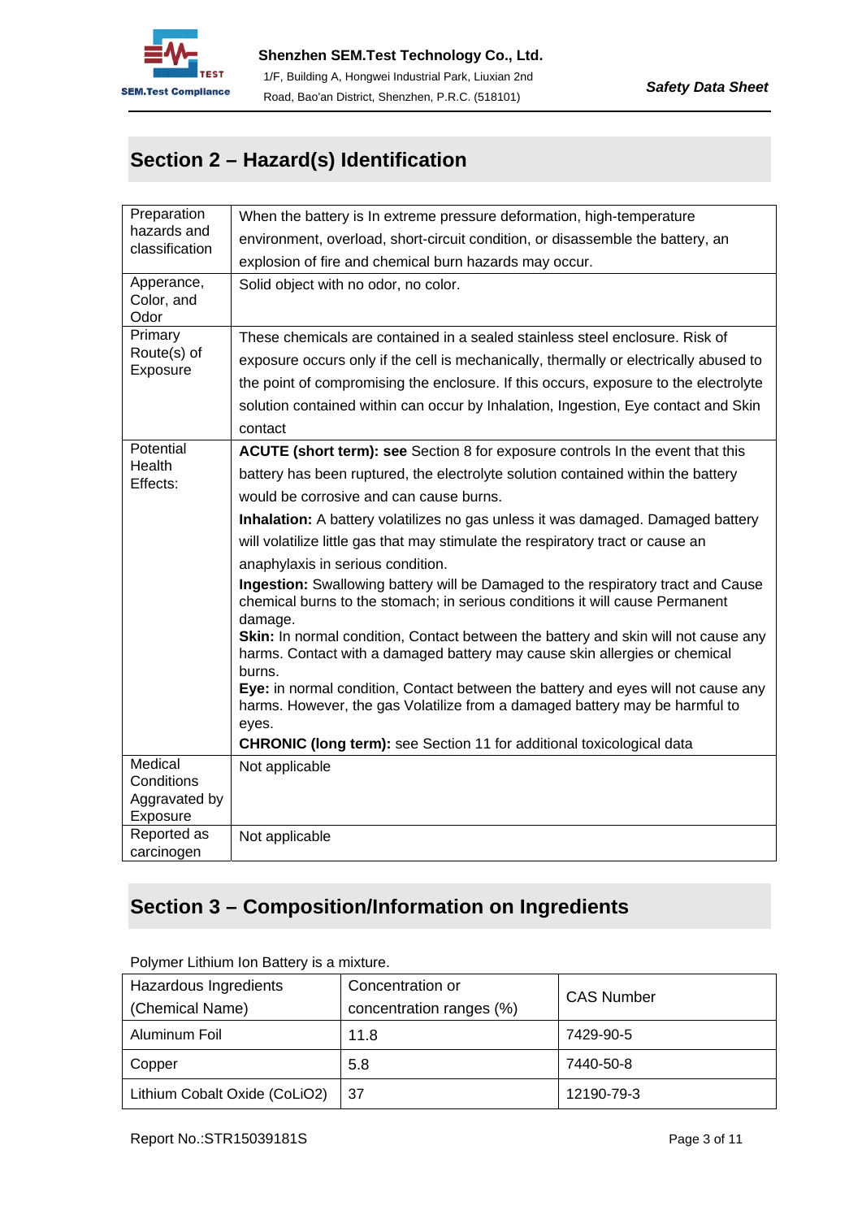## Section 2 – Hazard(s) Identification

| | |
|---|---|
| Preparation hazards and classification | When the battery is In extreme pressure deformation, high-temperature environment, overload, short-circuit condition, or disassemble the battery, an explosion of fire and chemical burn hazards may occur. |
| Apperance, Color, and Odor | Solid object with no odor, no color. |
| Primary Route(s) of Exposure | These chemicals are contained in a sealed stainless steel enclosure. Risk of exposure occurs only if the cell is mechanically, thermally or electrically abused to the point of compromising the enclosure. If this occurs, exposure to the electrolyte solution contained within can occur by Inhalation, Ingestion, Eye contact and Skin contact |
| Potential Health Effects: | **ACUTE (short term): see** Section 8 for exposure controls In the event that this battery has been ruptured, the electrolyte solution contained within the battery would be corrosive and can cause burns.<br>**Inhalation:** A battery volatilizes no gas unless it was damaged. Damaged battery will volatilize little gas that may stimulate the respiratory tract or cause an anaphylaxis in serious condition.<br>**Ingestion:** Swallowing battery will be Damaged to the respiratory tract and Cause chemical burns to the stomach; in serious conditions it will cause Permanent damage.<br>**Skin:** In normal condition, Contact between the battery and skin will not cause any harms. Contact with a damaged battery may cause skin allergies or chemical burns.<br>**Eye:** in normal condition, Contact between the battery and eyes will not cause any harms. However, the gas Volatilize from a damaged battery may be harmful to eyes.<br>**CHRONIC (long term):** see Section 11 for additional toxicological data |
| Medical Conditions Aggravated by Exposure | Not applicable |
| Reported as carcinogen | Not applicable |

## Section 3 – Composition/Information on Ingredients

Polymer Lithium Ion Battery is a mixture.

| Hazardous Ingredients (Chemical Name) | Concentration or concentration ranges (%) | CAS Number |
|---|---|---|
| Aluminum Foil | 11.8 | 7429-90-5 |
| Copper | 5.8 | 7440-50-8 |
| Lithium Cobalt Oxide ($CoLiO_2$) | 37 | 12190-79-3 |

Report No.:STR15039181S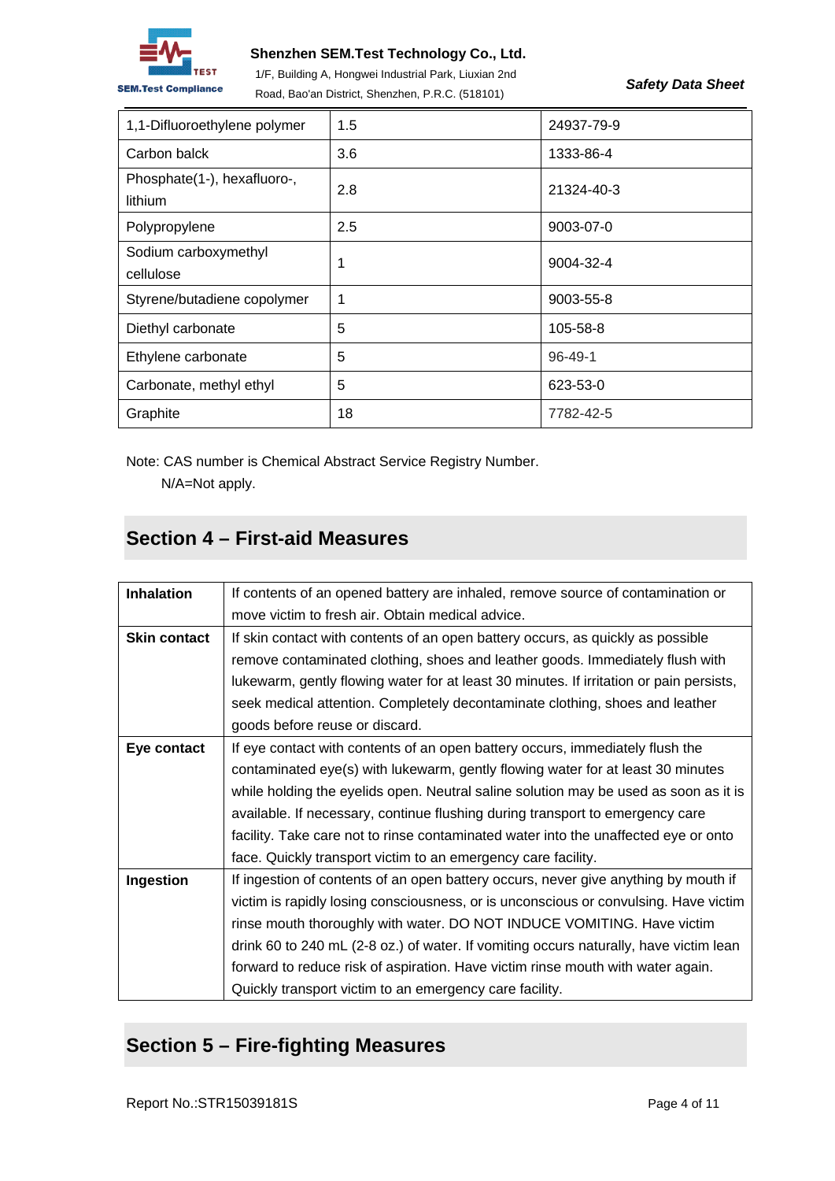| 1,1-Difluoroethylene polymer | 1.5 | 24937-79-9 |
|---|---|---|
| Carbon balck | 3.6 | 1333-86-4 |
| Phosphate(1-), hexafluoro-, lithium | 2.8 | 21324-40-3 |
| Polypropylene | 2.5 | 9003-07-0 |
| Sodium carboxymethyl cellulose | 1 | 9004-32-4 |
| Styrene/butadiene copolymer | 1 | 9003-55-8 |
| Diethyl carbonate | 5 | 105-58-8 |
| Ethylene carbonate | 5 | 96-49-1 |
| Carbonate, methyl ethyl | 5 | 623-53-0 |
| Graphite | 18 | 7782-42-5 |

Note: CAS number is Chemical Abstract Service Registry Number.
N/A=Not apply.

## Section 4 – First-aid Measures

| | |
|---|---|
| **Inhalation** | If contents of an opened battery are inhaled, remove source of contamination or move victim to fresh air. Obtain medical advice. |
| **Skin contact** | If skin contact with contents of an open battery occurs, as quickly as possible remove contaminated clothing, shoes and leather goods. Immediately flush with lukewarm, gently flowing water for at least 30 minutes. If irritation or pain persists, seek medical attention. Completely decontaminate clothing, shoes and leather goods before reuse or discard. |
| **Eye contact** | If eye contact with contents of an open battery occurs, immediately flush the contaminated eye(s) with lukewarm, gently flowing water for at least 30 minutes while holding the eyelids open. Neutral saline solution may be used as soon as it is available. If necessary, continue flushing during transport to emergency care facility. Take care not to rinse contaminated water into the unaffected eye or onto face. Quickly transport victim to an emergency care facility. |
| **Ingestion** | If ingestion of contents of an open battery occurs, never give anything by mouth if victim is rapidly losing consciousness, or is unconscious or convulsing. Have victim rinse mouth thoroughly with water. DO NOT INDUCE VOMITING. Have victim drink 60 to 240 mL (2-8 oz.) of water. If vomiting occurs naturally, have victim lean forward to reduce risk of aspiration. Have victim rinse mouth with water again. Quickly transport victim to an emergency care facility. |

## Section 5 – Fire-fighting Measures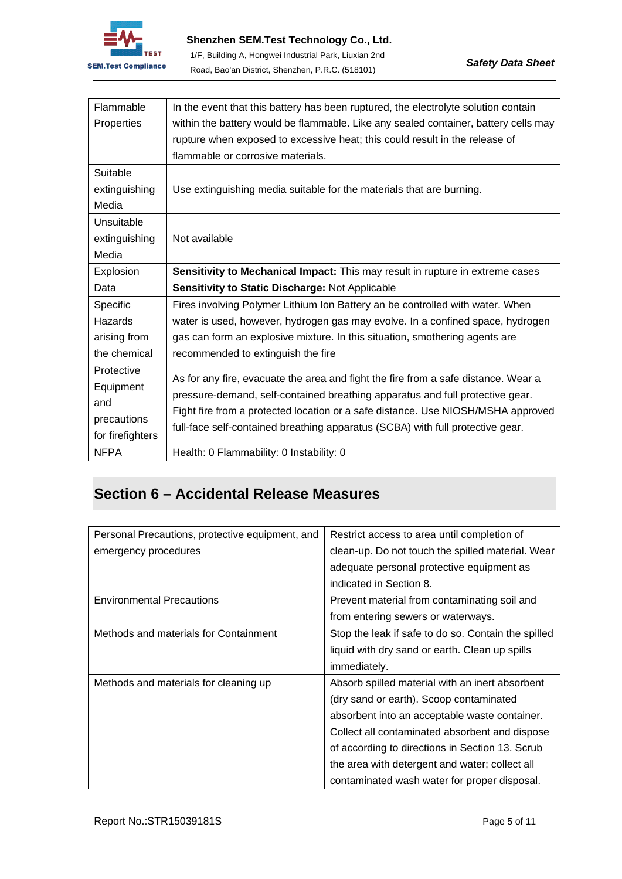| Flammable Properties | In the event that this battery has been ruptured, the electrolyte solution contain within the battery would be flammable. Like any sealed container, battery cells may rupture when exposed to excessive heat; this could result in the release of flammable or corrosive materials. |
|---|---|
| Suitable extinguishing Media | Use extinguishing media suitable for the materials that are burning. |
| Unsuitable extinguishing Media | Not available |
| Explosion Data | **Sensitivity to Mechanical Impact:** This may result in rupture in extreme cases<br>**Sensitivity to Static Discharge:** Not Applicable |
| Specific Hazards arising from the chemical | Fires involving Polymer Lithium Ion Battery an be controlled with water. When water is used, however, hydrogen gas may evolve. In a confined space, hydrogen gas can form an explosive mixture. In this situation, smothering agents are recommended to extinguish the fire |
| Protective Equipment and precautions for firefighters | As for any fire, evacuate the area and fight the fire from a safe distance. Wear a pressure-demand, self-contained breathing apparatus and full protective gear. Fight fire from a protected location or a safe distance. Use NIOSH/MSHA approved full-face self-contained breathing apparatus (SCBA) with full protective gear. |
| NFPA | Health: 0 Flammability: 0 Instability: 0 |

## Section 6 – Accidental Release Measures

| Personal Precautions, protective equipment, and emergency procedures | Restrict access to area until completion of clean-up. Do not touch the spilled material. Wear adequate personal protective equipment as indicated in Section 8. |
|---|---|
| Environmental Precautions | Prevent material from contaminating soil and from entering sewers or waterways. |
| Methods and materials for Containment | Stop the leak if safe to do so. Contain the spilled liquid with dry sand or earth. Clean up spills immediately. |
| Methods and materials for cleaning up | Absorb spilled material with an inert absorbent (dry sand or earth). Scoop contaminated absorbent into an acceptable waste container. Collect all contaminated absorbent and dispose of according to directions in Section 13. Scrub the area with detergent and water; collect all contaminated wash water for proper disposal. |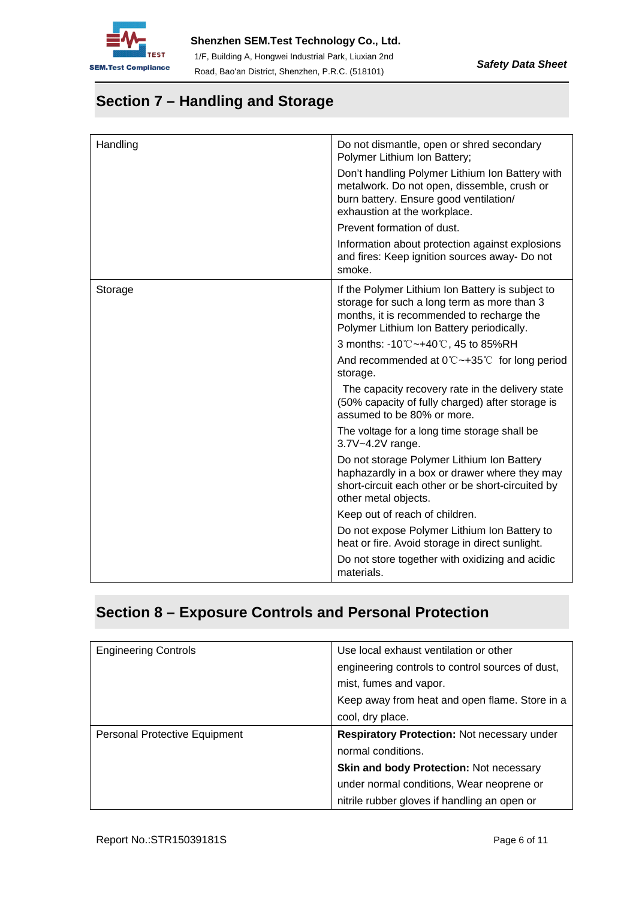## Section 7 – Handling and Storage

| | |
|---|---|
| Handling | Do not dismantle, open or shred secondary Polymer Lithium Ion Battery;<br>Don't handling Polymer Lithium Ion Battery with metalwork. Do not open, dissemble, crush or burn battery. Ensure good ventilation/ exhaustion at the workplace.<br>Prevent formation of dust.<br>Information about protection against explosions and fires: Keep ignition sources away- Do not smoke. |
| Storage | If the Polymer Lithium Ion Battery is subject to storage for such a long term as more than 3 months, it is recommended to recharge the Polymer Lithium Ion Battery periodically.<br>3 months: -10℃~+40℃, 45 to 85%RH<br>And recommended at 0℃~+35℃ for long period storage.<br>The capacity recovery rate in the delivery state (50% capacity of fully charged) after storage is assumed to be 80% or more.<br>The voltage for a long time storage shall be 3.7V~4.2V range.<br>Do not storage Polymer Lithium Ion Battery haphazardly in a box or drawer where they may short-circuit each other or be short-circuited by other metal objects.<br>Keep out of reach of children.<br>Do not expose Polymer Lithium Ion Battery to heat or fire. Avoid storage in direct sunlight.<br>Do not store together with oxidizing and acidic materials. |

## Section 8 – Exposure Controls and Personal Protection

| | |
|---|---|
| Engineering Controls | Use local exhaust ventilation or other engineering controls to control sources of dust, mist, fumes and vapor.<br>Keep away from heat and open flame. Store in a cool, dry place. |
| Personal Protective Equipment | **Respiratory Protection:** Not necessary under normal conditions.<br>**Skin and body Protection:** Not necessary under normal conditions, Wear neoprene or nitrile rubber gloves if handling an open or |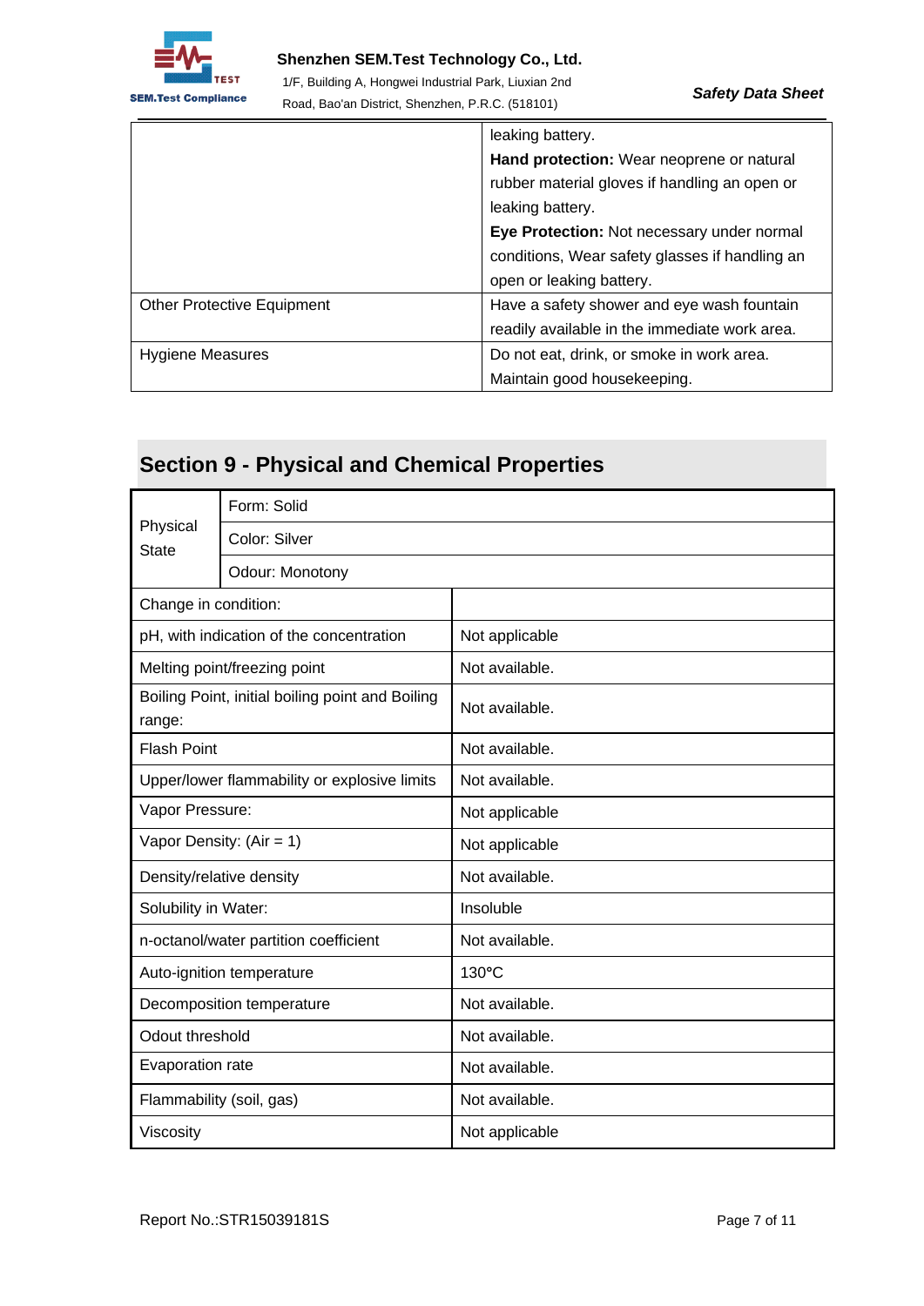| | |
|---|---|
| | leaking battery.<br>**Hand protection:** Wear neoprene or natural rubber material gloves if handling an open or leaking battery.<br>**Eye Protection:** Not necessary under normal conditions, Wear safety glasses if handling an open or leaking battery. |
| Other Protective Equipment | Have a safety shower and eye wash fountain readily available in the immediate work area. |
| Hygiene Measures | Do not eat, drink, or smoke in work area. Maintain good housekeeping. |

## Section 9 - Physical and Chemical Properties

| | | |
|---|---|---|
| Physical State | Form: Solid | |
| | Color: Silver | |
| | Odour: Monotony | |
| Change in condition: | | |
| pH, with indication of the concentration | | Not applicable |
| Melting point/freezing point | | Not available. |
| Boiling Point, initial boiling point and Boiling range: | | Not available. |
| Flash Point | | Not available. |
| Upper/lower flammability or explosive limits | | Not available. |
| Vapor Pressure: | | Not applicable |
| Vapor Density: (Air = 1) | | Not applicable |
| Density/relative density | | Not available. |
| Solubility in Water: | | Insoluble |
| n-octanol/water partition coefficient | | Not available. |
| Auto-ignition temperature | | 130°C |
| Decomposition temperature | | Not available. |
| Odour threshold | | Not available. |
| Evaporation rate | | Not available. |
| Flammability (soil, gas) | | Not available. |
| Viscosity | | Not applicable |

Report No.:STR15039181S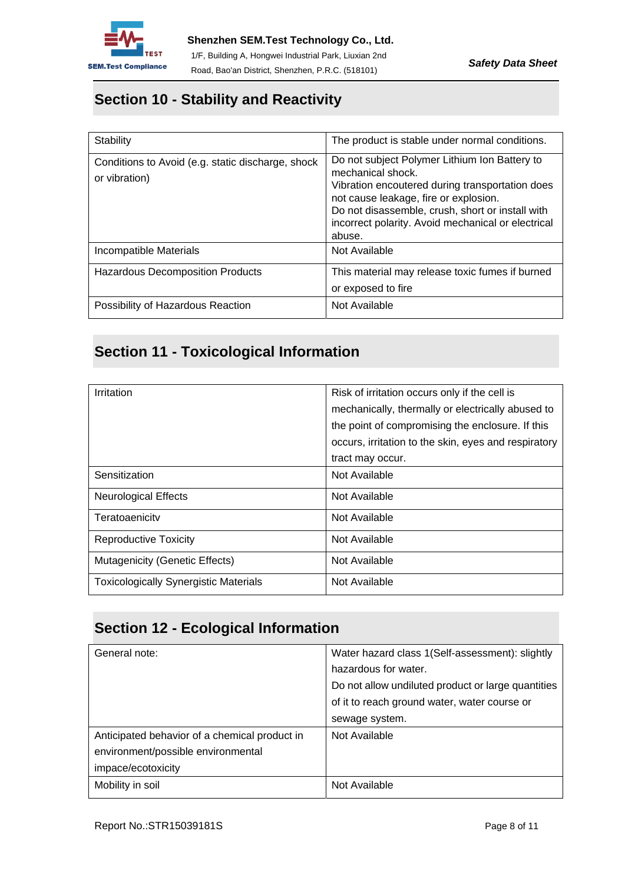## Section 10 - Stability and Reactivity

| | |
|---|---|
| Stability | The product is stable under normal conditions. |
| Conditions to Avoid (e.g. static discharge, shock or vibration) | Do not subject Polymer Lithium Ion Battery to mechanical shock.<br>Vibration encoutered during transportation does not cause leakage, fire or explosion.<br>Do not disassemble, crush, short or install with incorrect polarity. Avoid mechanical or electrical abuse. |
| Incompatible Materials | Not Available |
| Hazardous Decomposition Products | This material may release toxic fumes if burned or exposed to fire |
| Possibility of Hazardous Reaction | Not Available |

## Section 11 - Toxicological Information

| | |
|---|---|
| Irritation | Risk of irritation occurs only if the cell is mechanically, thermally or electrically abused to the point of compromising the enclosure. If this occurs, irritation to the skin, eyes and respiratory tract may occur. |
| Sensitization | Not Available |
| Neurological Effects | Not Available |
| Teratoaenicitv | Not Available |
| Reproductive Toxicity | Not Available |
| Mutagenicity (Genetic Effects) | Not Available |
| Toxicologically Synergistic Materials | Not Available |

## Section 12 - Ecological Information

| | |
|---|---|
| General note: | Water hazard class 1(Self-assessment): slightly hazardous for water.<br>Do not allow undiluted product or large quantities of it to reach ground water, water course or sewage system. |
| Anticipated behavior of a chemical product in environment/possible environmental impace/ecotoxicity | Not Available |
| Mobility in soil | Not Available |

Report No.:STR15039181S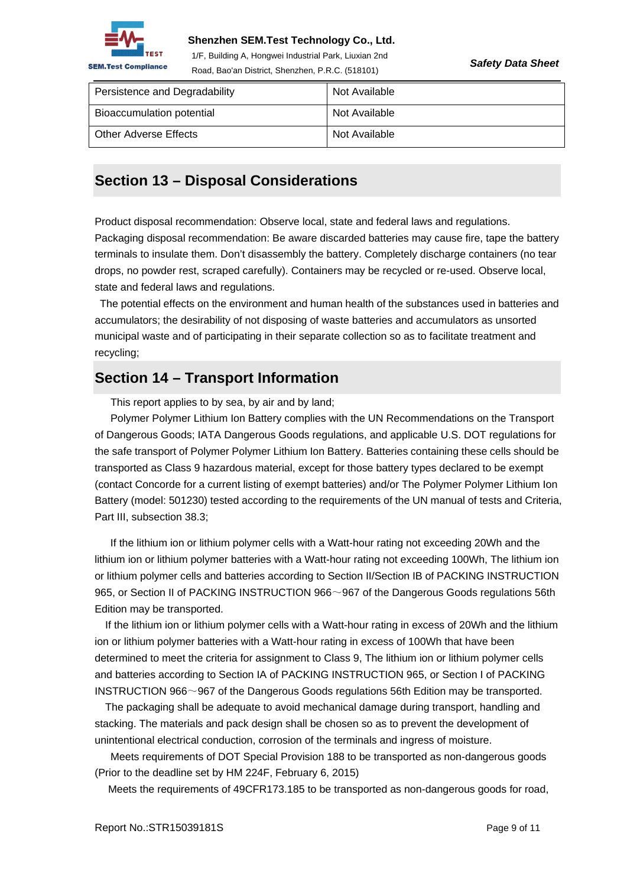| Persistence and Degradability | Not Available |
|---|---|
| Bioaccumulation potential | Not Available |
| Other Adverse Effects | Not Available |

## Section 13 – Disposal Considerations

Product disposal recommendation: Observe local, state and federal laws and regulations.
Packaging disposal recommendation: Be aware discarded batteries may cause fire, tape the battery terminals to insulate them. Don't disassembly the battery. Completely discharge containers (no tear drops, no powder rest, scraped carefully). Containers may be recycled or re-used. Observe local, state and federal laws and regulations.

The potential effects on the environment and human health of the substances used in batteries and accumulators; the desirability of not disposing of waste batteries and accumulators as unsorted municipal waste and of participating in their separate collection so as to facilitate treatment and recycling;

## Section 14 – Transport Information

This report applies to by sea, by air and by land;

Polymer Polymer Lithium Ion Battery complies with the UN Recommendations on the Transport of Dangerous Goods; IATA Dangerous Goods regulations, and applicable U.S. DOT regulations for the safe transport of Polymer Polymer Lithium Ion Battery. Batteries containing these cells should be transported as Class 9 hazardous material, except for those battery types declared to be exempt (contact Concorde for a current listing of exempt batteries) and/or The Polymer Polymer Lithium Ion Battery (model: 501230) tested according to the requirements of the UN manual of tests and Criteria, Part III, subsection 38.3;

If the lithium ion or lithium polymer cells with a Watt-hour rating not exceeding 20Wh and the lithium ion or lithium polymer batteries with a Watt-hour rating not exceeding 100Wh, The lithium ion or lithium polymer cells and batteries according to Section II/Section IB of PACKING INSTRUCTION 965, or Section II of PACKING INSTRUCTION 966～967 of the Dangerous Goods regulations 56th Edition may be transported.

If the lithium ion or lithium polymer cells with a Watt-hour rating in excess of 20Wh and the lithium ion or lithium polymer batteries with a Watt-hour rating in excess of 100Wh that have been determined to meet the criteria for assignment to Class 9, The lithium ion or lithium polymer cells and batteries according to Section IA of PACKING INSTRUCTION 965, or Section I of PACKING INSTRUCTION 966～967 of the Dangerous Goods regulations 56th Edition may be transported.

The packaging shall be adequate to avoid mechanical damage during transport, handling and stacking. The materials and pack design shall be chosen so as to prevent the development of unintentional electrical conduction, corrosion of the terminals and ingress of moisture.

Meets requirements of DOT Special Provision 188 to be transported as non-dangerous goods (Prior to the deadline set by HM 224F, February 6, 2015)

Meets the requirements of 49CFR173.185 to be transported as non-dangerous goods for road,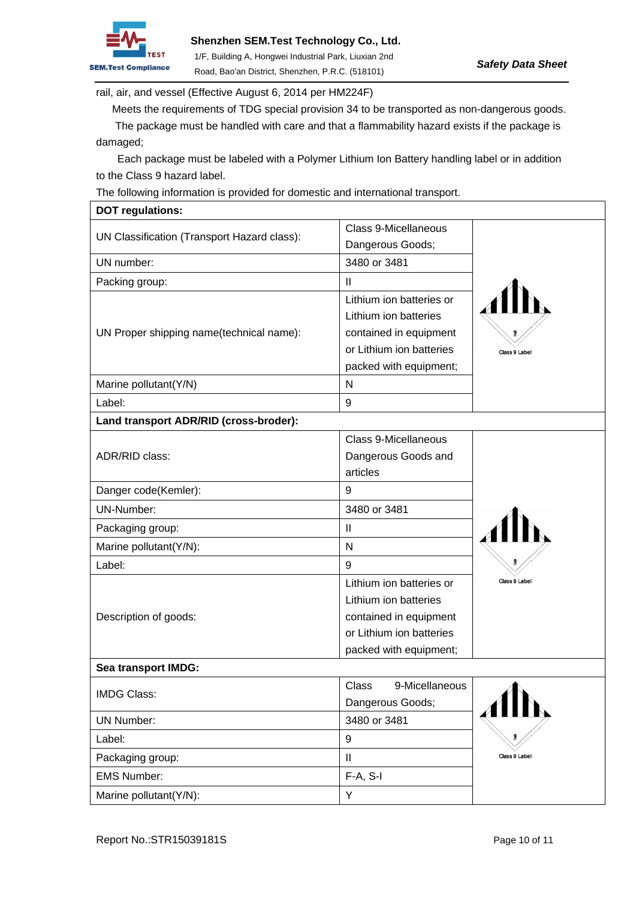rail, air, and vessel (Effective August 6, 2014 per HM224F)

Meets the requirements of TDG special provision 34 to be transported as non-dangerous goods.

The package must be handled with care and that a flammability hazard exists if the package is damaged;

Each package must be labeled with a Polymer Lithium Ion Battery handling label or in addition to the Class 9 hazard label.

The following information is provided for domestic and international transport.

| **DOT regulations:** | | |
|---|---|---|
| UN Classification (Transport Hazard class): | Class 9-Micellaneous Dangerous Goods; | Class 9 Label |
| UN number: | 3480 or 3481 | |
| Packing group: | II | |
| UN Proper shipping name(technical name): | Lithium ion batteries or Lithium ion batteries contained in equipment or Lithium ion batteries packed with equipment; | |
| Marine pollutant(Y/N) | N | |
| Label: | 9 | |
| **Land transport ADR/RID (cross-broder):** | | |
| ADR/RID class: | Class 9-Micellaneous Dangerous Goods and articles | Class 9 Label |
| Danger code(Kemler): | 9 | |
| UN-Number: | 3480 or 3481 | |
| Packaging group: | II | |
| Marine pollutant(Y/N): | N | |
| Label: | 9 | |
| Description of goods: | Lithium ion batteries or Lithium ion batteries contained in equipment or Lithium ion batteries packed with equipment; | |
| **Sea transport IMDG:** | | |
| IMDG Class: | Class 9-Micellaneous Dangerous Goods; | Class 9 Label |
| UN Number: | 3480 or 3481 | |
| Label: | 9 | |
| Packaging group: | II | |
| EMS Number: | F-A, S-I | |
| Marine pollutant(Y/N): | Y | |

Report No.:STR15039181S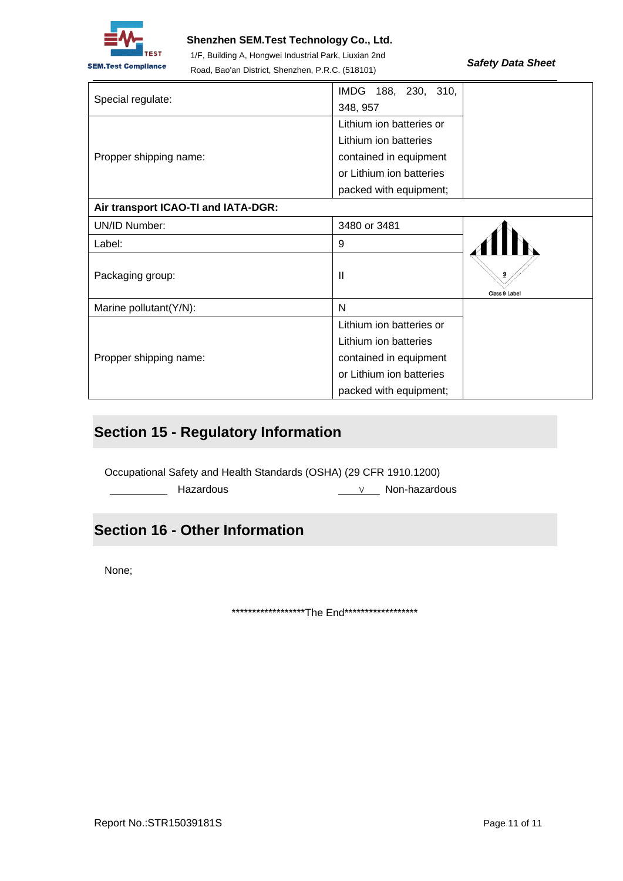| | | |
|---|---|---|
| Special regulate: | IMDG 188, 230, 310, 348, 957 | |
| Propper shipping name: | Lithium ion batteries or Lithium ion batteries contained in equipment or Lithium ion batteries packed with equipment; | |
| **Air transport ICAO-TI and IATA-DGR:** | | |
| UN/ID Number: | 3480 or 3481 | Class 9 Label |
| Label: | 9 | |
| Packaging group: | II | |
| Marine pollutant(Y/N): | N | |
| Propper shipping name: | Lithium ion batteries or Lithium ion batteries contained in equipment or Lithium ion batteries packed with equipment; | |

## Section 15 - Regulatory Information

Occupational Safety and Health Standards (OSHA) (29 CFR 1910.1200)

\_\_\_\_\_\_\_\_\_\_ Hazardous                    \_\_\_∨\_\_\_ Non-hazardous

## Section 16 - Other Information

None;

\*\*\*\*\*\*\*\*\*\*\*\*\*\*\*\*\*\*The End\*\*\*\*\*\*\*\*\*\*\*\*\*\*\*\*\*\*

Report No.:STR15039181S